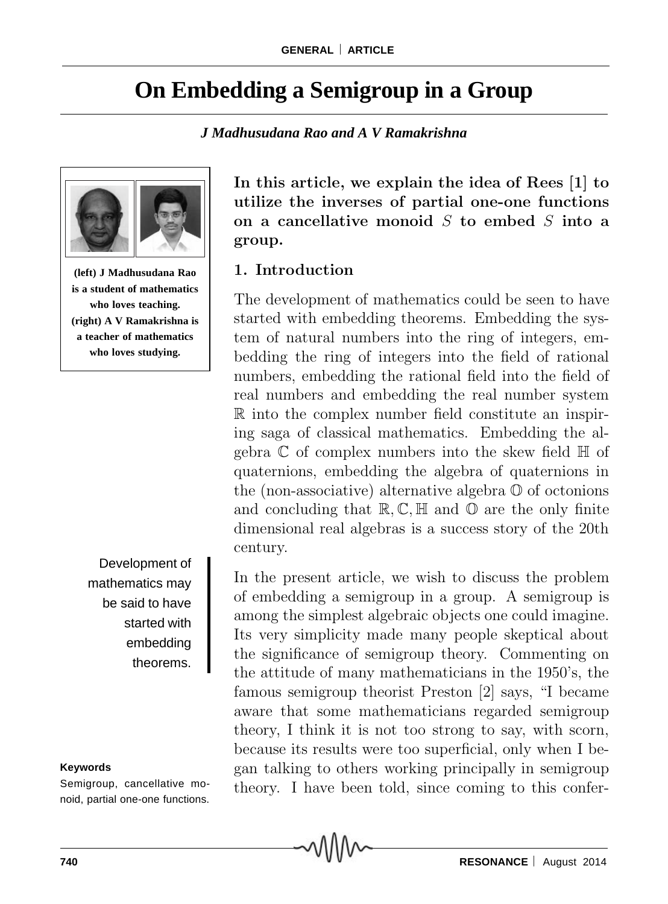# On Embedding a Semigroup in a Group

***J Madhusudana Rao and A V Ramakrishna***

**(left) J Madhusudana Rao is a student of mathematics who loves teaching. (right) A V Ramakrishna is a teacher of mathematics who loves studying.**

**In this article, we explain the idea of Rees [1] to utilize the inverses of partial one-one functions on a cancellative monoid $S$ to embed $S$ into a group.**

## 1. Introduction

The development of mathematics could be seen to have started with embedding theorems. Embedding the system of natural numbers into the ring of integers, embedding the ring of integers into the field of rational numbers, embedding the rational field into the field of real numbers and embedding the real number system $\mathbb{R}$ into the complex number field constitute an inspiring saga of classical mathematics. Embedding the algebra $\mathbb{C}$ of complex numbers into the skew field $\mathbb{H}$ of quaternions, embedding the algebra of quaternions in the (non-associative) alternative algebra $\mathbb{O}$ of octonions and concluding that $\mathbb{R}, \mathbb{C}, \mathbb{H}$ and $\mathbb{O}$ are the only finite dimensional real algebras is a success story of the 20th century.

Development of mathematics may be said to have started with embedding theorems.

In the present article, we wish to discuss the problem of embedding a semigroup in a group. A semigroup is among the simplest algebraic objects one could imagine. Its very simplicity made many people skeptical about the significance of semigroup theory. Commenting on the attitude of many mathematicians in the 1950's, the famous semigroup theorist Preston [2] says, "I became aware that some mathematicians regarded semigroup theory, I think it is not too strong to say, with scorn, because its results were too superficial, only when I began talking to others working principally in semigroup theory. I have been told, since coming to this confer-

**Keywords**

Semigroup, cancellative monoid, partial one-one functions.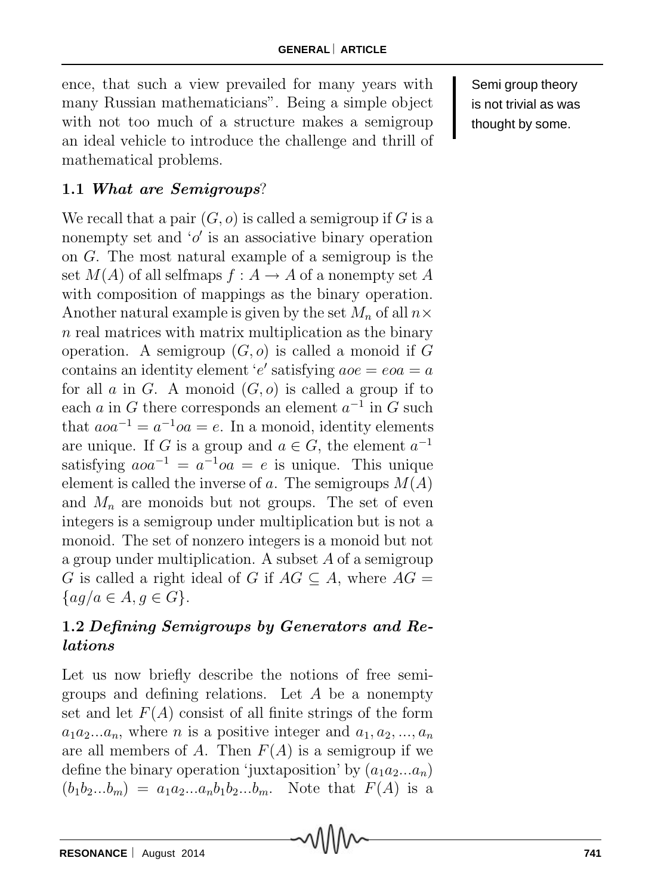ence, that such a view prevailed for many years with many Russian mathematicians". Being a simple object with not too much of a structure makes a semigroup an ideal vehicle to introduce the challenge and thrill of mathematical problems.

Semi group theory is not trivial as was thought by some.

### 1.1 *What are Semigroups*?

We recall that a pair $(G, o)$ is called a semigroup if $G$ is a nonempty set and '$o$' is an associative binary operation on $G$. The most natural example of a semigroup is the set $M(A)$ of all selfmaps $f : A \rightarrow A$ of a nonempty set $A$ with composition of mappings as the binary operation. Another natural example is given by the set $M_n$ of all $n \times n$ real matrices with matrix multiplication as the binary operation. A semigroup $(G, o)$ is called a monoid if $G$ contains an identity element '$e$' satisfying $aoe = eoa = a$ for all $a$ in $G$. A monoid $(G, o)$ is called a group if to each $a$ in $G$ there corresponds an element $a^{-1}$ in $G$ such that $aoa^{-1} = a^{-1}oa = e$. In a monoid, identity elements are unique. If $G$ is a group and $a \in G$, the element $a^{-1}$ satisfying $aoa^{-1} = a^{-1}oa = e$ is unique. This unique element is called the inverse of $a$. The semigroups $M(A)$ and $M_n$ are monoids but not groups. The set of even integers is a semigroup under multiplication but is not a monoid. The set of nonzero integers is a monoid but not a group under multiplication. A subset $A$ of a semigroup $G$ is called a right ideal of $G$ if $AG \subseteq A$, where $AG = \{ag / a \in A, g \in G\}$.

### 1.2 *Defining Semigroups by Generators and Relations*

Let us now briefly describe the notions of free semigroups and defining relations. Let $A$ be a nonempty set and let $F(A)$ consist of all finite strings of the form $a_1 a_2 ... a_n$, where $n$ is a positive integer and $a_1, a_2, ..., a_n$ are all members of $A$. Then $F(A)$ is a semigroup if we define the binary operation 'juxtaposition' by $(a_1 a_2 ... a_n)(b_1 b_2 ... b_m) = a_1 a_2 ... a_n b_1 b_2 ... b_m$. Note that $F(A)$ is a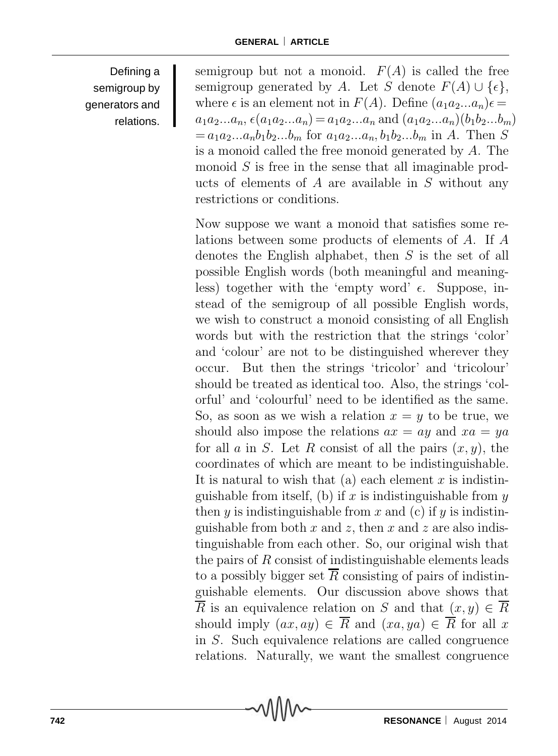Defining a semigroup by generators and relations.

semigroup but not a monoid. $F(A)$ is called the free semigroup generated by $A$. Let $S$ denote $F(A) \cup \{\epsilon\}$, where $\epsilon$ is an element not in $F(A)$. Define $(a_1a_2...a_n)\epsilon = a_1a_2...a_n$, $\epsilon(a_1a_2...a_n) = a_1a_2...a_n$ and $(a_1a_2...a_n)(b_1b_2...b_m) = a_1a_2...a_nb_1b_2...b_m$ for $a_1a_2...a_n, b_1b_2...b_m$ in $A$. Then $S$ is a monoid called the free monoid generated by $A$. The monoid $S$ is free in the sense that all imaginable products of elements of $A$ are available in $S$ without any restrictions or conditions.

Now suppose we want a monoid that satisfies some relations between some products of elements of $A$. If $A$ denotes the English alphabet, then $S$ is the set of all possible English words (both meaningful and meaningless) together with the 'empty word' $\epsilon$. Suppose, instead of the semigroup of all possible English words, we wish to construct a monoid consisting of all English words but with the restriction that the strings 'color' and 'colour' are not to be distinguished wherever they occur. But then the strings 'tricolor' and 'tricolour' should be treated as identical too. Also, the strings 'colorful' and 'colourful' need to be identified as the same. So, as soon as we wish a relation $x = y$ to be true, we should also impose the relations $ax = ay$ and $xa = ya$ for all $a$ in $S$. Let $R$ consist of all the pairs $(x, y)$, the coordinates of which are meant to be indistinguishable. It is natural to wish that (a) each element $x$ is indistinguishable from itself, (b) if $x$ is indistinguishable from $y$ then $y$ is indistinguishable from $x$ and (c) if $y$ is indistinguishable from both $x$ and $z$, then $x$ and $z$ are also indistinguishable from each other. So, our original wish that the pairs of $R$ consist of indistinguishable elements leads to a possibly bigger set $\overline{R}$ consisting of pairs of indistinguishable elements. Our discussion above shows that $\overline{R}$ is an equivalence relation on $S$ and that $(x, y) \in \overline{R}$ should imply $(ax, ay) \in \overline{R}$ and $(xa, ya) \in \overline{R}$ for all $x$ in $S$. Such equivalence relations are called congruence relations. Naturally, we want the smallest congruence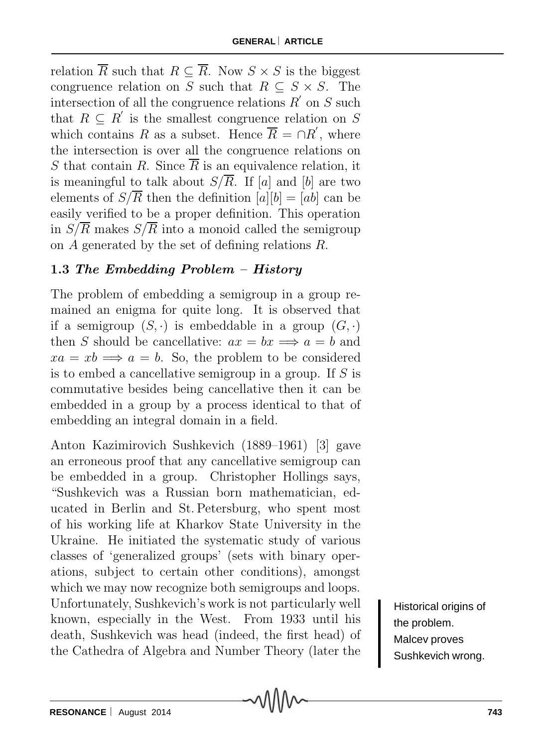relation $\overline{R}$ such that $R \subseteq \overline{R}$. Now $S \times S$ is the biggest congruence relation on $S$ such that $R \subseteq S \times S$. The intersection of all the congruence relations $R'$ on $S$ such that $R \subseteq R'$ is the smallest congruence relation on $S$ which contains $R$ as a subset. Hence $\overline{R} = \cap R'$, where the intersection is over all the congruence relations on $S$ that contain $R$. Since $\overline{R}$ is an equivalence relation, it is meaningful to talk about $S/\overline{R}$. If $[a]$ and $[b]$ are two elements of $S/\overline{R}$ then the definition $[a][b] = [ab]$ can be easily verified to be a proper definition. This operation in $S/\overline{R}$ makes $S/\overline{R}$ into a monoid called the semigroup on $A$ generated by the set of defining relations $R$.

### 1.3 *The Embedding Problem – History*

The problem of embedding a semigroup in a group remained an enigma for quite long. It is observed that if a semigroup $(S, \cdot)$ is embeddable in a group $(G, \cdot)$ then $S$ should be cancellative: $ax = bx \Longrightarrow a = b$ and $xa = xb \Longrightarrow a = b$. So, the problem to be considered is to embed a cancellative semigroup in a group. If $S$ is commutative besides being cancellative then it can be embedded in a group by a process identical to that of embedding an integral domain in a field.

Anton Kazimirovich Sushkevich (1889–1961) [3] gave an erroneous proof that any cancellative semigroup can be embedded in a group. Christopher Hollings says, "Sushkevich was a Russian born mathematician, educated in Berlin and St. Petersburg, who spent most of his working life at Kharkov State University in the Ukraine. He initiated the systematic study of various classes of 'generalized groups' (sets with binary operations, subject to certain other conditions), amongst which we may now recognize both semigroups and loops. Unfortunately, Sushkevich's work is not particularly well known, especially in the West. From 1933 until his death, Sushkevich was head (indeed, the first head) of the Cathedra of Algebra and Number Theory (later the

Historical origins of the problem. Malcev proves Sushkevich wrong.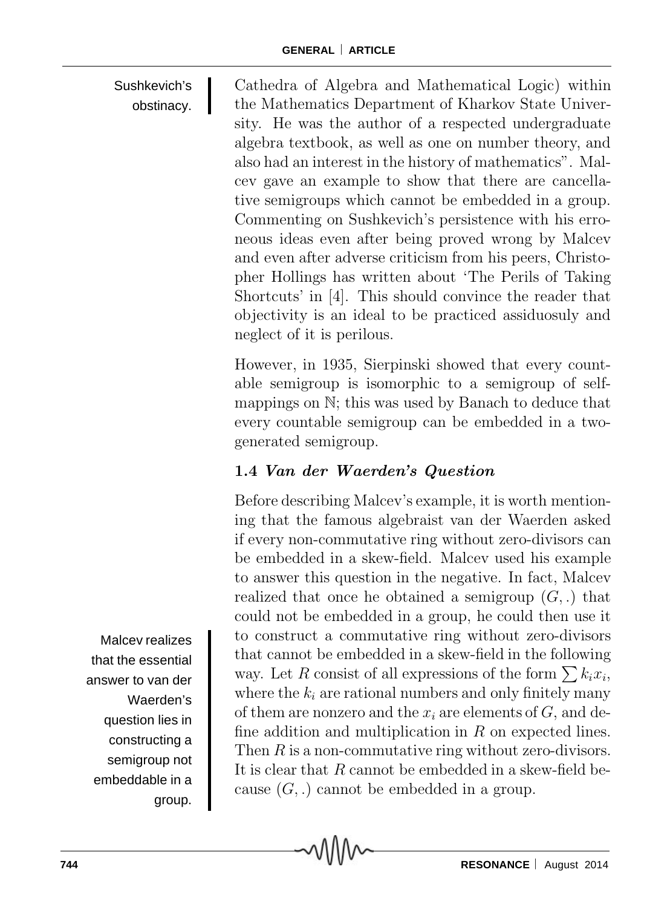Sushkevich's obstinacy.

Cathedra of Algebra and Mathematical Logic) within the Mathematics Department of Kharkov State University. He was the author of a respected undergraduate algebra textbook, as well as one on number theory, and also had an interest in the history of mathematics". Malcev gave an example to show that there are cancellative semigroups which cannot be embedded in a group. Commenting on Sushkevich's persistence with his erroneous ideas even after being proved wrong by Malcev and even after adverse criticism from his peers, Christopher Hollings has written about 'The Perils of Taking Shortcuts' in [4]. This should convince the reader that objectivity is an ideal to be practiced assiduosuly and neglect of it is perilous.

However, in 1935, Sierpinski showed that every countable semigroup is isomorphic to a semigroup of self-mappings on $\mathbb{N}$; this was used by Banach to deduce that every countable semigroup can be embedded in a two-generated semigroup.

### 1.4 *Van der Waerden's Question*

Before describing Malcev's example, it is worth mentioning that the famous algebraist van der Waerden asked if every non-commutative ring without zero-divisors can be embedded in a skew-field. Malcev used his example to answer this question in the negative. In fact, Malcev realized that once he obtained a semigroup $(G, .)$ that could not be embedded in a group, he could then use it to construct a commutative ring without zero-divisors that cannot be embedded in a skew-field in the following way. Let $R$ consist of all expressions of the form $\sum k_i x_i$, where the $k_i$ are rational numbers and only finitely many of them are nonzero and the $x_i$ are elements of $G$, and define addition and multiplication in $R$ on expected lines. Then $R$ is a non-commutative ring without zero-divisors. It is clear that $R$ cannot be embedded in a skew-field because $(G, .)$ cannot be embedded in a group.

Malcev realizes that the essential answer to van der Waerden's question lies in constructing a semigroup not embeddable in a group.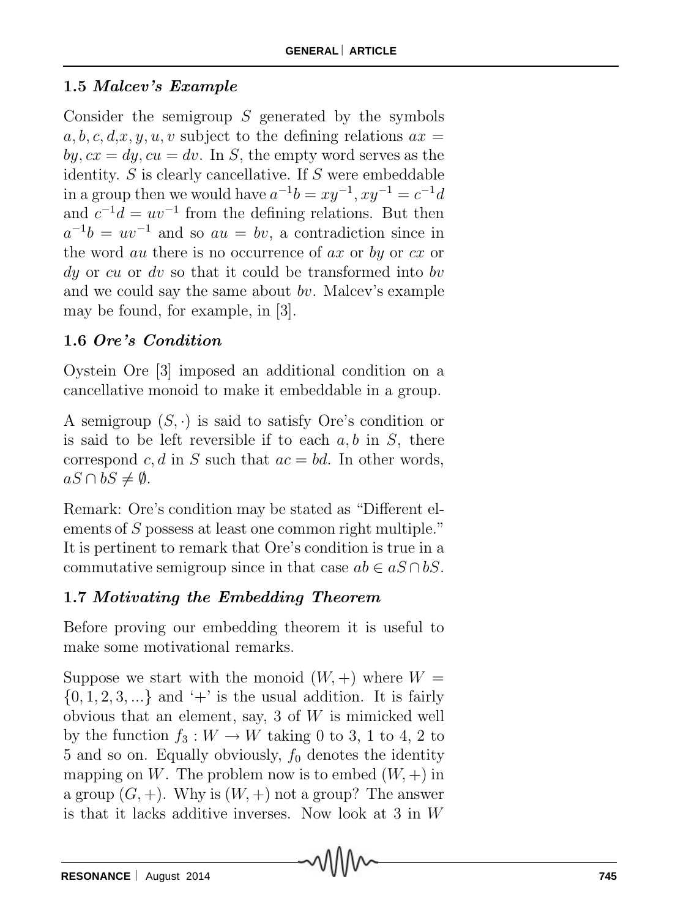### 1.5 *Malcev's Example*

Consider the semigroup $S$ generated by the symbols $a, b, c, d, x, y, u, v$ subject to the defining relations $ax = by, cx = dy, cu = dv$. In $S$, the empty word serves as the identity. $S$ is clearly cancellative. If $S$ were embeddable in a group then we would have $a^{-1}b = xy^{-1}, xy^{-1} = c^{-1}d$ and $c^{-1}d = uv^{-1}$ from the defining relations. But then $a^{-1}b = uv^{-1}$ and so $au = bv$, a contradiction since in the word $au$ there is no occurrence of $ax$ or $by$ or $cx$ or $dy$ or $cu$ or $dv$ so that it could be transformed into $bv$ and we could say the same about $bv$. Malcev's example may be found, for example, in [3].

### 1.6 *Ore's Condition*

Oystein Ore [3] imposed an additional condition on a cancellative monoid to make it embeddable in a group.

A semigroup $(S, \cdot)$ is said to satisfy Ore's condition or is said to be left reversible if to each $a, b$ in $S$, there correspond $c, d$ in $S$ such that $ac = bd$. In other words, $aS \cap bS \neq \emptyset$.

Remark: Ore's condition may be stated as "Different elements of $S$ possess at least one common right multiple." It is pertinent to remark that Ore's condition is true in a commutative semigroup since in that case $ab \in aS \cap bS$.

### 1.7 *Motivating the Embedding Theorem*

Before proving our embedding theorem it is useful to make some motivational remarks.

Suppose we start with the monoid $(W, +)$ where $W = \{0, 1, 2, 3, ...\}$ and '+' is the usual addition. It is fairly obvious that an element, say, 3 of $W$ is mimicked well by the function $f_3 : W \to W$ taking 0 to 3, 1 to 4, 2 to 5 and so on. Equally obviously, $f_0$ denotes the identity mapping on $W$. The problem now is to embed $(W, +)$ in a group $(G, +)$. Why is $(W, +)$ not a group? The answer is that it lacks additive inverses. Now look at 3 in $W$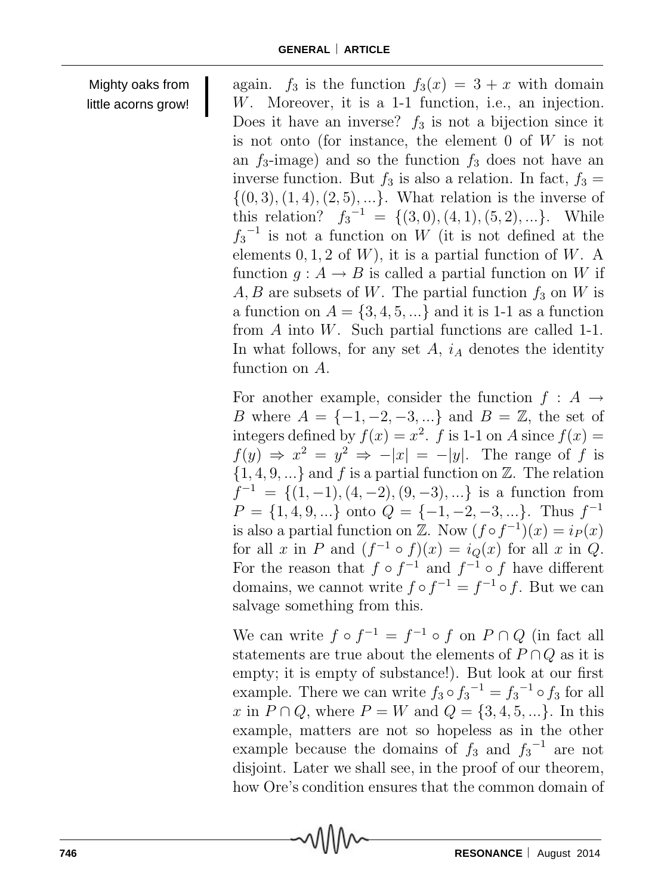Mighty oaks from little acorns grow!

again. $f_3$ is the function $f_3(x) = 3 + x$ with domain $W$. Moreover, it is a 1-1 function, i.e., an injection. Does it have an inverse? $f_3$ is not a bijection since it is not onto (for instance, the element 0 of $W$ is not an $f_3$-image) and so the function $f_3$ does not have an inverse function. But $f_3$ is also a relation. In fact, $f_3 = \{(0,3),(1,4),(2,5),...\}$. What relation is the inverse of this relation? ${f_3}^{-1} = \{(3,0),(4,1),(5,2),...\}$. While ${f_3}^{-1}$ is not a function on $W$ (it is not defined at the elements $0,1,2$ of $W$), it is a partial function of $W$. A function $g : A \to B$ is called a partial function on $W$ if $A, B$ are subsets of $W$. The partial function $f_3$ on $W$ is a function on $A = \{3,4,5,...\}$ and it is 1-1 as a function from $A$ into $W$. Such partial functions are called 1-1. In what follows, for any set $A$, $i_A$ denotes the identity function on $A$.

For another example, consider the function $f : A \to B$ where $A = \{-1,-2,-3,...\}$ and $B = \mathbb{Z}$, the set of integers defined by $f(x) = x^2$. $f$ is 1-1 on $A$ since $f(x) = f(y) \Rightarrow x^2 = y^2 \Rightarrow -|x| = -|y|$. The range of $f$ is $\{1,4,9,...\}$ and $f$ is a partial function on $\mathbb{Z}$. The relation $f^{-1} = \{(1,-1),(4,-2),(9,-3),...\}$ is a function from $P = \{1,4,9,...\}$ onto $Q = \{-1,-2,-3,...\}$. Thus $f^{-1}$ is also a partial function on $\mathbb{Z}$. Now $(f \circ f^{-1})(x) = i_P(x)$ for all $x$ in $P$ and $(f^{-1} \circ f)(x) = i_Q(x)$ for all $x$ in $Q$. For the reason that $f \circ f^{-1}$ and $f^{-1} \circ f$ have different domains, we cannot write $f \circ f^{-1} = f^{-1} \circ f$. But we can salvage something from this.

We can write $f \circ f^{-1} = f^{-1} \circ f$ on $P \cap Q$ (in fact all statements are true about the elements of $P \cap Q$ as it is empty; it is empty of substance!). But look at our first example. There we can write $f_3 \circ {f_3}^{-1} = {f_3}^{-1} \circ f_3$ for all $x$ in $P \cap Q$, where $P = W$ and $Q = \{3,4,5,...\}$. In this example, matters are not so hopeless as in the other example because the domains of $f_3$ and ${f_3}^{-1}$ are not disjoint. Later we shall see, in the proof of our theorem, how Ore's condition ensures that the common domain of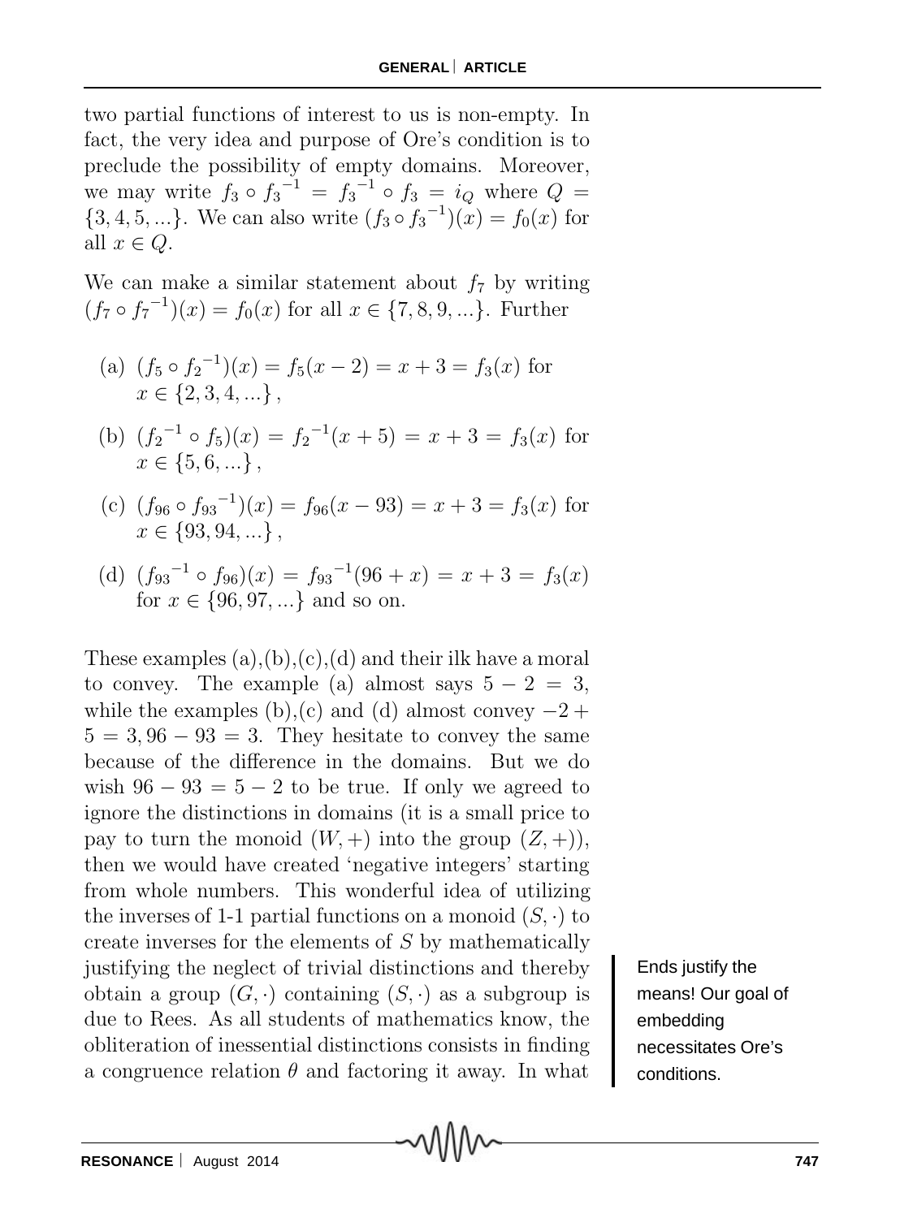two partial functions of interest to us is non-empty. In fact, the very idea and purpose of Ore's condition is to preclude the possibility of empty domains. Moreover, we may write ${f_3} \circ {f_3}^{-1} = {f_3}^{-1} \circ f_3 = i_Q$ where $Q = \{3, 4, 5, ...\}$. We can also write $(f_3 \circ {f_3}^{-1})(x) = f_0(x)$ for all $x \in Q$.

We can make a similar statement about $f_7$ by writing $(f_7 \circ {f_7}^{-1})(x) = f_0(x)$ for all $x \in \{7, 8, 9, ...\}$. Further

(a) $(f_5 \circ {f_2}^{-1})(x) = f_5(x - 2) = x + 3 = f_3(x)$ for $x \in \{2, 3, 4, ...\}$,

(b) $({f_2}^{-1} \circ f_5)(x) = {f_2}^{-1}(x + 5) = x + 3 = f_3(x)$ for $x \in \{5, 6, ...\}$,

(c) $(f_{96} \circ {f_{93}}^{-1})(x) = f_{96}(x - 93) = x + 3 = f_3(x)$ for $x \in \{93, 94, ...\}$,

(d) $({f_{93}}^{-1} \circ f_{96})(x) = {f_{93}}^{-1}(96 + x) = x + 3 = f_3(x)$ for $x \in \{96, 97, ...\}$ and so on.

These examples (a),(b),(c),(d) and their ilk have a moral to convey. The example (a) almost says $5 - 2 = 3$, while the examples (b),(c) and (d) almost convey $-2 + 5 = 3, 96 - 93 = 3$. They hesitate to convey the same because of the difference in the domains. But we do wish $96 - 93 = 5 - 2$ to be true. If only we agreed to ignore the distinctions in domains (it is a small price to pay to turn the monoid $(W, +)$ into the group $(Z, +)$), then we would have created 'negative integers' starting from whole numbers. This wonderful idea of utilizing the inverses of 1-1 partial functions on a monoid $(S, \cdot)$ to create inverses for the elements of $S$ by mathematically justifying the neglect of trivial distinctions and thereby obtain a group $(G, \cdot)$ containing $(S, \cdot)$ as a subgroup is due to Rees. As all students of mathematics know, the obliteration of inessential distinctions consists in finding a congruence relation $\theta$ and factoring it away. In what

Ends justify the means! Our goal of embedding necessitates Ore's conditions.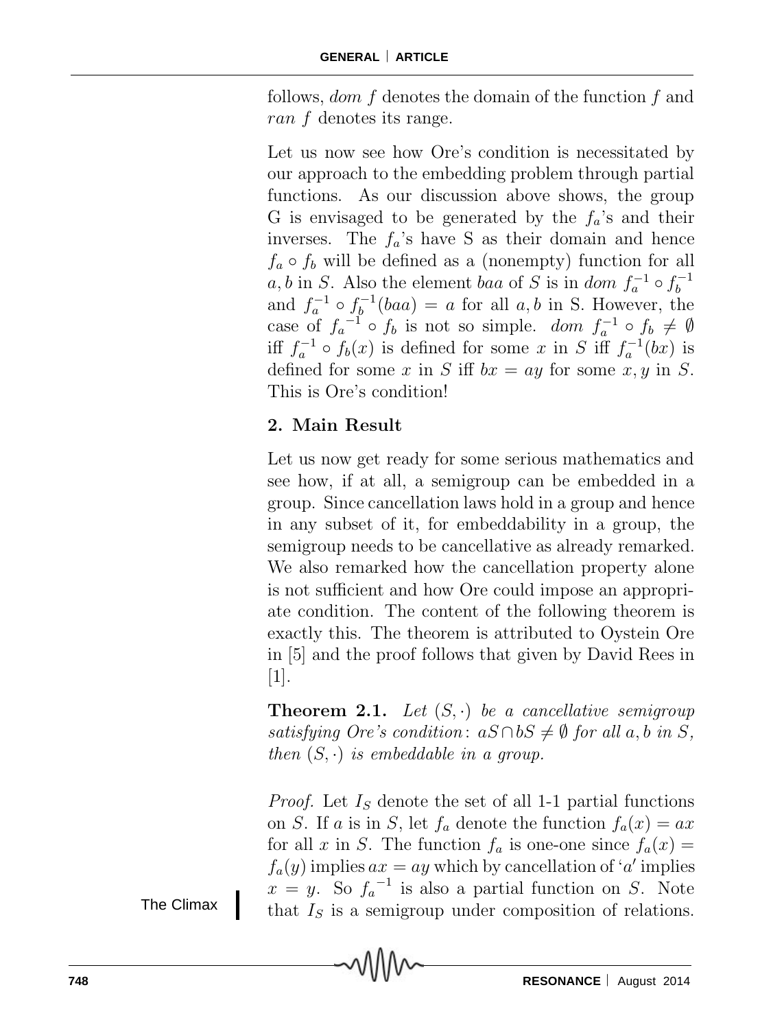follows, *dom f* denotes the domain of the function $f$ and *ran f* denotes its range.

Let us now see how Ore's condition is necessitated by our approach to the embedding problem through partial functions. As our discussion above shows, the group G is envisaged to be generated by the $f_a$'s and their inverses. The $f_a$'s have S as their domain and hence $f_a \circ f_b$ will be defined as a (nonempty) function for all $a, b$ in $S$. Also the element $baa$ of $S$ is in $dom\ f_a^{-1} \circ f_b^{-1}$ and $f_a^{-1} \circ f_b^{-1}(baa) = a$ for all $a, b$ in S. However, the case of ${f_a}^{-1} \circ f_b$ is not so simple. $dom\ f_a^{-1} \circ f_b \neq \emptyset$ iff $f_a^{-1} \circ f_b(x)$ is defined for some $x$ in $S$ iff $f_a^{-1}(bx)$ is defined for some $x$ in $S$ iff $bx = ay$ for some $x, y$ in $S$. This is Ore's condition!

## 2. Main Result

Let us now get ready for some serious mathematics and see how, if at all, a semigroup can be embedded in a group. Since cancellation laws hold in a group and hence in any subset of it, for embeddability in a group, the semigroup needs to be cancellative as already remarked. We also remarked how the cancellation property alone is not sufficient and how Ore could impose an appropriate condition. The content of the following theorem is exactly this. The theorem is attributed to Oystein Ore in [5] and the proof follows that given by David Rees in [1].

**Theorem 2.1.** *Let $(S, \cdot)$ be a cancellative semigroup satisfying Ore's condition: $aS \cap bS \neq \emptyset$ for all $a, b$ in $S$, then $(S, \cdot)$ is embeddable in a group.*

The Climax

*Proof.* Let $I_S$ denote the set of all 1-1 partial functions on $S$. If $a$ is in $S$, let $f_a$ denote the function $f_a(x) = ax$ for all $x$ in $S$. The function $f_a$ is one-one since $f_a(x) = f_a(y)$ implies $ax = ay$ which by cancellation of '$a$' implies $x = y$. So ${f_a}^{-1}$ is also a partial function on $S$. Note that $I_S$ is a semigroup under composition of relations.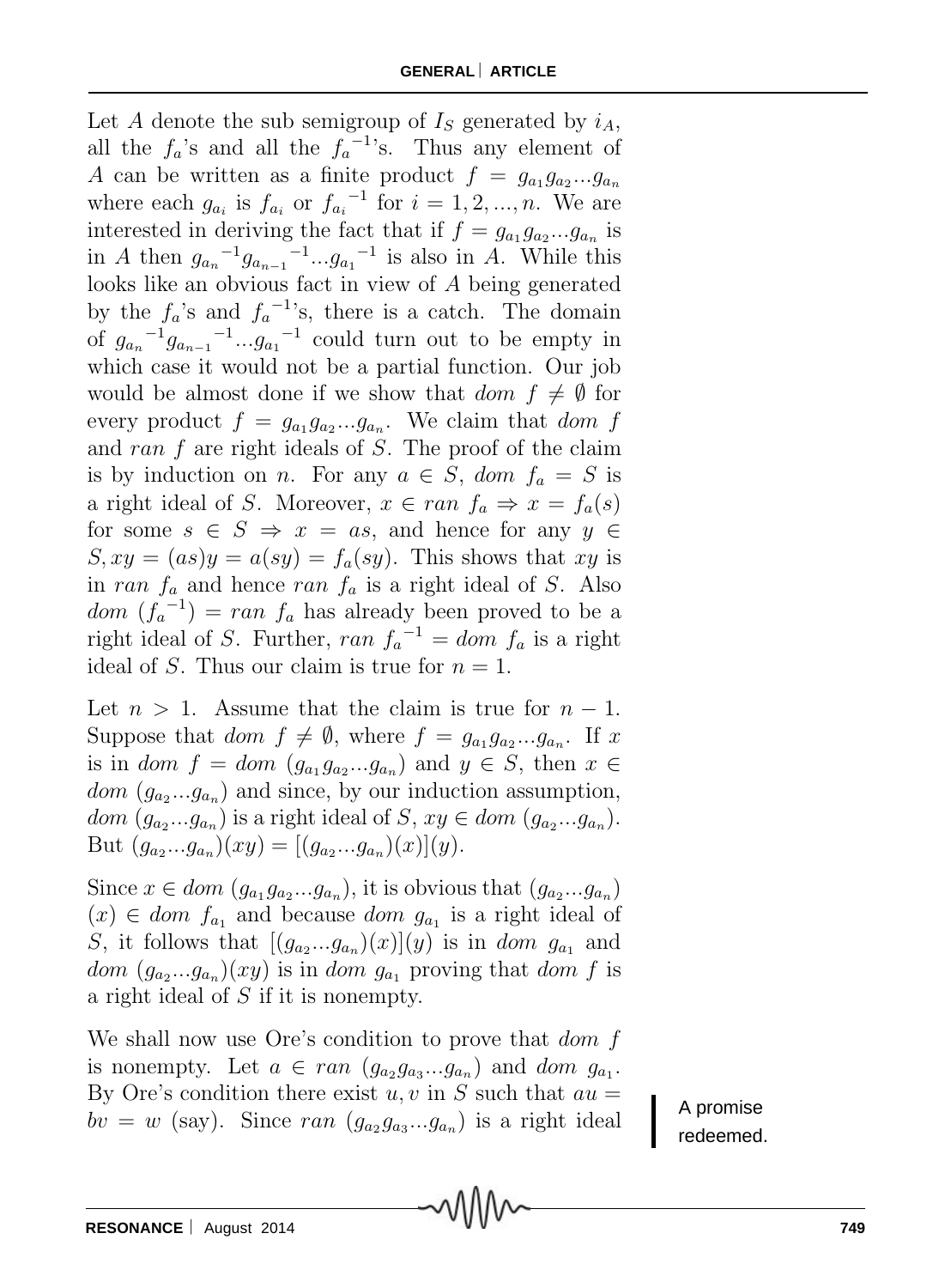Let $A$ denote the sub semigroup of $I_S$ generated by $i_A$, all the $f_a$'s and all the ${f_a}^{-1}$'s. Thus any element of $A$ can be written as a finite product $f = g_{a_1} g_{a_2} ... g_{a_n}$ where each $g_{a_i}$ is $f_{a_i}$ or ${f_{a_i}}^{-1}$ for $i = 1, 2, ..., n$. We are interested in deriving the fact that if $f = g_{a_1} g_{a_2} ... g_{a_n}$ is in $A$ then ${g_{a_n}}^{-1} {g_{a_{n-1}}}^{-1} ... {g_{a_1}}^{-1}$ is also in $A$. While this looks like an obvious fact in view of $A$ being generated by the $f_a$'s and ${f_a}^{-1}$'s, there is a catch. The domain of ${g_{a_n}}^{-1} {g_{a_{n-1}}}^{-1} ... {g_{a_1}}^{-1}$ could turn out to be empty in which case it would not be a partial function. Our job would be almost done if we show that $dom\ f \neq \emptyset$ for every product $f = g_{a_1} g_{a_2} ... g_{a_n}$. We claim that $dom\ f$ and $ran\ f$ are right ideals of $S$. The proof of the claim is by induction on $n$. For any $a \in S$, $dom\ f_a = S$ is a right ideal of $S$. Moreover, $x \in ran\ f_a \Rightarrow x = f_a(s)$ for some $s \in S \Rightarrow x = as$, and hence for any $y \in S, xy = (as)y = a(sy) = f_a(sy)$. This shows that $xy$ is in $ran\ f_a$ and hence $ran\ f_a$ is a right ideal of $S$. Also $dom\ ({f_a}^{-1}) = ran\ f_a$ has already been proved to be a right ideal of $S$. Further, $ran\ {f_a}^{-1} = dom\ f_a$ is a right ideal of $S$. Thus our claim is true for $n = 1$.

Let $n > 1$. Assume that the claim is true for $n - 1$. Suppose that $dom\ f \neq \emptyset$, where $f = g_{a_1} g_{a_2} ... g_{a_n}$. If $x$ is in $dom\ f = dom\ (g_{a_1} g_{a_2} ... g_{a_n})$ and $y \in S$, then $x \in dom\ (g_{a_2} ... g_{a_n})$ and since, by our induction assumption, $dom\ (g_{a_2} ... g_{a_n})$ is a right ideal of $S$, $xy \in dom\ (g_{a_2} ... g_{a_n})$. But $(g_{a_2} ... g_{a_n})(xy) = [(g_{a_2} ... g_{a_n})(x)](y)$.

Since $x \in dom\ (g_{a_1} g_{a_2} ... g_{a_n})$, it is obvious that $(g_{a_2} ... g_{a_n})(x) \in dom\ f_{a_1}$ and because $dom\ g_{a_1}$ is a right ideal of $S$, it follows that $[(g_{a_2} ... g_{a_n})(x)](y)$ is in $dom\ g_{a_1}$ and $dom\ (g_{a_2} ... g_{a_n})(xy)$ is in $dom\ g_{a_1}$ proving that $dom\ f$ is a right ideal of $S$ if it is nonempty.

We shall now use Ore's condition to prove that $dom\ f$ is nonempty. Let $a \in ran\ (g_{a_2} g_{a_3} ... g_{a_n})$ and $dom\ g_{a_1}$. By Ore's condition there exist $u, v$ in $S$ such that $au = bv = w$ (say). Since $ran\ (g_{a_2} g_{a_3} ... g_{a_n})$ is a right ideal

A promise redeemed.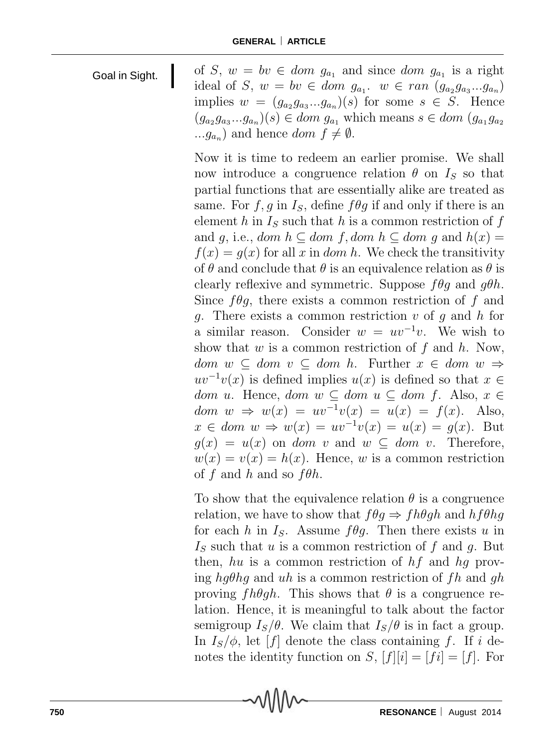of $S$, $w = bv \in dom\ g_{a_1}$ and since $dom\ g_{a_1}$ is a right ideal of $S$, $w = bv \in dom\ g_{a_1}$. $w \in ran\ (g_{a_2}g_{a_3}...g_{a_n})$ implies $w = (g_{a_2}g_{a_3}...g_{a_n})(s)$ for some $s \in S$. Hence $(g_{a_2}g_{a_3}...g_{a_n})(s) \in dom\ g_{a_1}$ which means $s \in dom\ (g_{a_1}g_{a_2}...g_{a_n})$ and hence $dom\ f \neq \emptyset$.

Goal in Sight.

Now it is time to redeem an earlier promise. We shall now introduce a congruence relation $\theta$ on $I_S$ so that partial functions that are essentially alike are treated as same. For $f, g$ in $I_S$, define $f\theta g$ if and only if there is an element $h$ in $I_S$ such that $h$ is a common restriction of $f$ and $g$, i.e., $dom\ h \subseteq dom\ f, dom\ h \subseteq dom\ g$ and $h(x) = f(x) = g(x)$ for all $x$ in $dom\ h$. We check the transitivity of $\theta$ and conclude that $\theta$ is an equivalence relation as $\theta$ is clearly reflexive and symmetric. Suppose $f\theta g$ and $g\theta h$. Since $f\theta g$, there exists a common restriction of $f$ and $g$. There exists a common restriction $v$ of $g$ and $h$ for a similar reason. Consider $w = uv^{-1}v$. We wish to show that $w$ is a common restriction of $f$ and $h$. Now, $dom\ w \subseteq dom\ v \subseteq dom\ h$. Further $x \in dom\ w \Rightarrow uv^{-1}v(x)$ is defined implies $u(x)$ is defined so that $x \in dom\ u$. Hence, $dom\ w \subseteq dom\ u \subseteq dom\ f$. Also, $x \in dom\ w \Rightarrow w(x) = uv^{-1}v(x) = u(x) = f(x)$. Also, $x \in dom\ w \Rightarrow w(x) = uv^{-1}v(x) = u(x) = g(x)$. But $g(x) = u(x)$ on $dom\ v$ and $w \subseteq dom\ v$. Therefore, $w(x) = v(x) = h(x)$. Hence, $w$ is a common restriction of $f$ and $h$ and so $f\theta h$.

To show that the equivalence relation $\theta$ is a congruence relation, we have to show that $f\theta g \Rightarrow fh\theta gh$ and $hf\theta hg$ for each $h$ in $I_S$. Assume $f\theta g$. Then there exists $u$ in $I_S$ such that $u$ is a common restriction of $f$ and $g$. But then, $hu$ is a common restriction of $hf$ and $hg$ proving $hg\theta hg$ and $uh$ is a common restriction of $fh$ and $gh$ proving $fh\theta gh$. This shows that $\theta$ is a congruence relation. Hence, it is meaningful to talk about the factor semigroup $I_S/\theta$. We claim that $I_S/\theta$ is in fact a group. In $I_S/\phi$, let $[f]$ denote the class containing $f$. If $i$ denotes the identity function on $S$, $[f][i] = [fi] = [f]$. For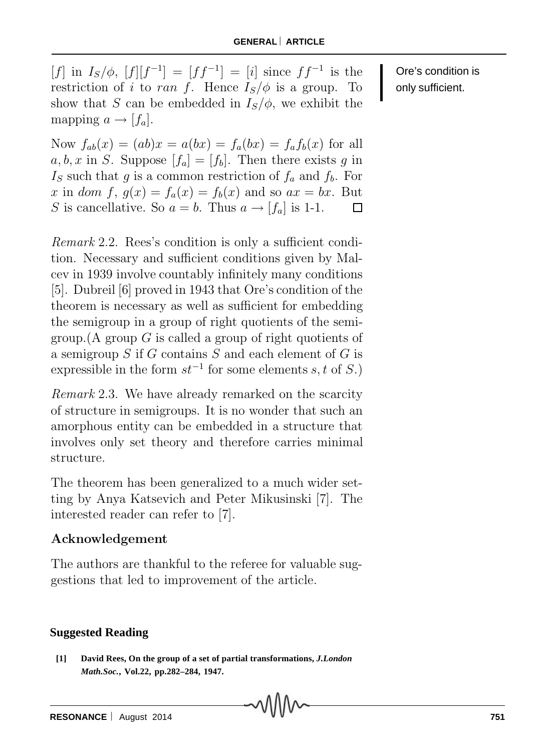$[f]$ in $I_S/\phi$, $[f][f^{-1}] = [ff^{-1}] = [i]$ since $ff^{-1}$ is the restriction of $i$ to $ran\ f$. Hence $I_S/\phi$ is a group. To show that $S$ can be embedded in $I_S/\phi$, we exhibit the mapping $a \to [f_a]$.

Ore's condition is only sufficient.

Now $f_{ab}(x) = (ab)x = a(bx) = f_a(bx) = f_a f_b(x)$ for all $a, b, x$ in $S$. Suppose $[f_a] = [f_b]$. Then there exists $g$ in $I_S$ such that $g$ is a common restriction of $f_a$ and $f_b$. For $x$ in $dom\ f$, $g(x) = f_a(x) = f_b(x)$ and so $ax = bx$. But $S$ is cancellative. So $a = b$. Thus $a \to [f_a]$ is 1-1. □

*Remark* 2.2. Rees's condition is only a sufficient condition. Necessary and sufficient conditions given by Malcev in 1939 involve countably infinitely many conditions [5]. Dubreil [6] proved in 1943 that Ore's condition of the theorem is necessary as well as sufficient for embedding the semigroup in a group of right quotients of the semigroup.(A group $G$ is called a group of right quotients of a semigroup $S$ if $G$ contains $S$ and each element of $G$ is expressible in the form $st^{-1}$ for some elements $s, t$ of $S$.)

*Remark* 2.3. We have already remarked on the scarcity of structure in semigroups. It is no wonder that such an amorphous entity can be embedded in a structure that involves only set theory and therefore carries minimal structure.

The theorem has been generalized to a much wider setting by Anya Katsevich and Peter Mikusinski [7]. The interested reader can refer to [7].

## Acknowledgement

The authors are thankful to the referee for valuable suggestions that led to improvement of the article.

## Suggested Reading

**[1] David Rees, On the group of a set of partial transformations, *J.London Math.Soc.*, Vol.22, pp.282–284, 1947.**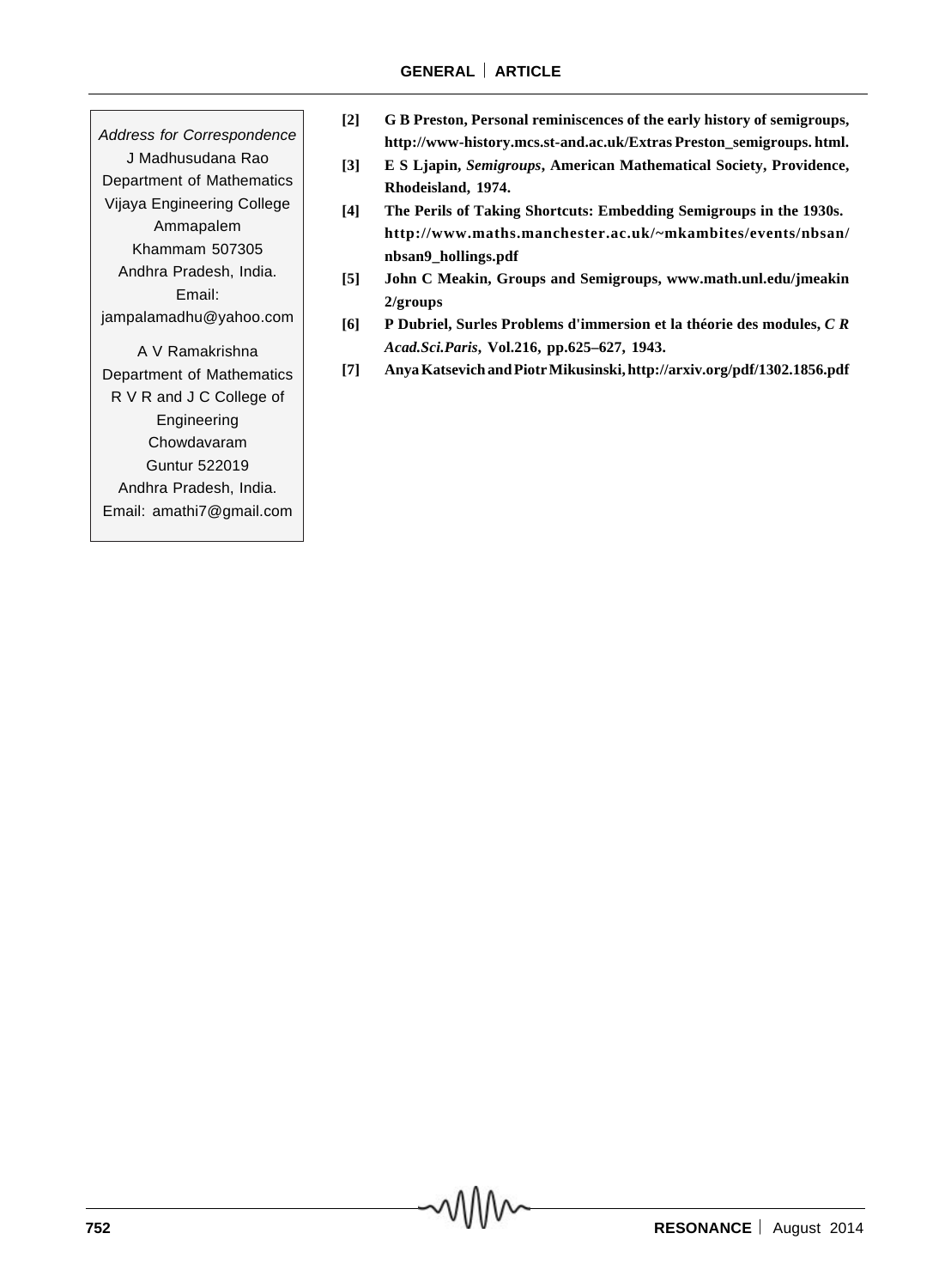*Address for Correspondence*
J Madhusudana Rao
Department of Mathematics
Vijaya Engineering College
Ammapalem
Khammam 507305
Andhra Pradesh, India.
Email:
jampalamadhu@yahoo.com

A V Ramakrishna
Department of Mathematics
R V R and J C College of
Engineering
Chowdavaram
Guntur 522019
Andhra Pradesh, India.
Email: amathi7@gmail.com

[2] G B Preston, Personal reminiscences of the early history of semigroups, http://www-history.mcs.st-and.ac.uk/Extras Preston_semigroups. html.

[3] E S Ljapin, *Semigroups*, American Mathematical Society, Providence, Rhodeisland, 1974.

[4] The Perils of Taking Shortcuts: Embedding Semigroups in the 1930s. http://www.maths.manchester.ac.uk/~mkambites/events/nbsan/nbsan9_hollings.pdf

[5] John C Meakin, Groups and Semigroups, www.math.unl.edu/jmeakin2/groups

[6] P Dubriel, Surles Problems d'immersion et la théorie des modules, *C R Acad.Sci.Paris*, Vol.216, pp.625–627, 1943.

[7] Anya Katsevich and Piotr Mikusinski, http://arxiv.org/pdf/1302.1856.pdf